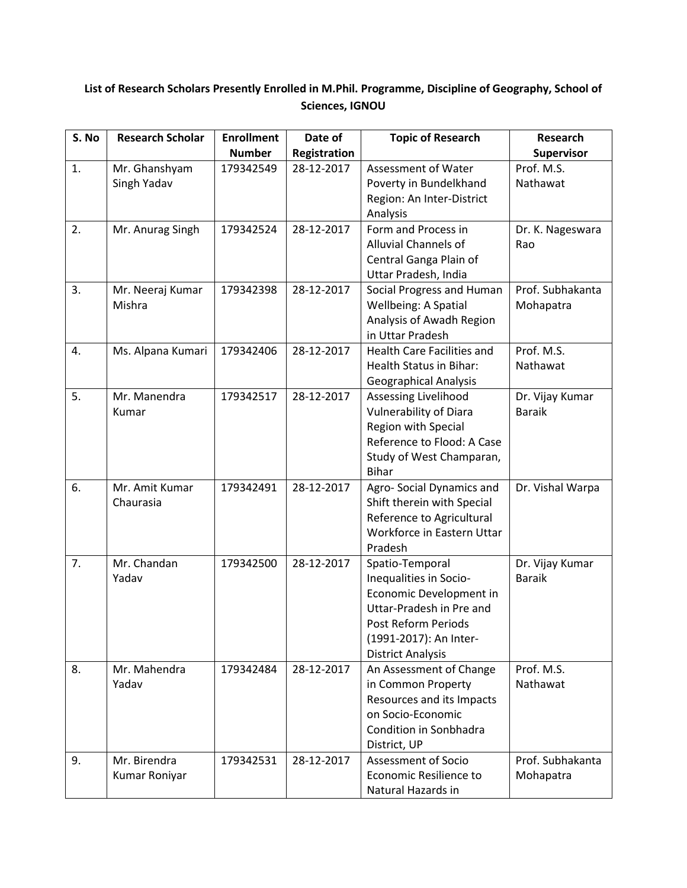**List of Research Scholars Presently Enrolled in M.Phil. Programme, Discipline of Geography, School of Sciences, IGNOU**

| S. No | Research Scholar | Enrollment Number | Date of Registration | Topic of Research | Research Supervisor |
|---|---|---|---|---|---|
| 1. | Mr. Ghanshyam Singh Yadav | 179342549 | 28-12-2017 | Assessment of Water Poverty in Bundelkhand Region: An Inter-District Analysis | Prof. M.S. Nathawat |
| 2. | Mr. Anurag Singh | 179342524 | 28-12-2017 | Form and Process in Alluvial Channels of Central Ganga Plain of Uttar Pradesh, India | Dr. K. Nageswara Rao |
| 3. | Mr. Neeraj Kumar Mishra | 179342398 | 28-12-2017 | Social Progress and Human Wellbeing: A Spatial Analysis of Awadh Region in Uttar Pradesh | Prof. Subhakanta Mohapatra |
| 4. | Ms. Alpana Kumari | 179342406 | 28-12-2017 | Health Care Facilities and Health Status in Bihar: Geographical Analysis | Prof. M.S. Nathawat |
| 5. | Mr. Manendra Kumar | 179342517 | 28-12-2017 | Assessing Livelihood Vulnerability of Diara Region with Special Reference to Flood: A Case Study of West Champaran, Bihar | Dr. Vijay Kumar Baraik |
| 6. | Mr. Amit Kumar Chaurasia | 179342491 | 28-12-2017 | Agro- Social Dynamics and Shift therein with Special Reference to Agricultural Workforce in Eastern Uttar Pradesh | Dr. Vishal Warpa |
| 7. | Mr. Chandan Yadav | 179342500 | 28-12-2017 | Spatio-Temporal Inequalities in Socio-Economic Development in Uttar-Pradesh in Pre and Post Reform Periods (1991-2017): An Inter-District Analysis | Dr. Vijay Kumar Baraik |
| 8. | Mr. Mahendra Yadav | 179342484 | 28-12-2017 | An Assessment of Change in Common Property Resources and its Impacts on Socio-Economic Condition in Sonbhadra District, UP | Prof. M.S. Nathawat |
| 9. | Mr. Birendra Kumar Roniyar | 179342531 | 28-12-2017 | Assessment of Socio Economic Resilience to Natural Hazards in | Prof. Subhakanta Mohapatra |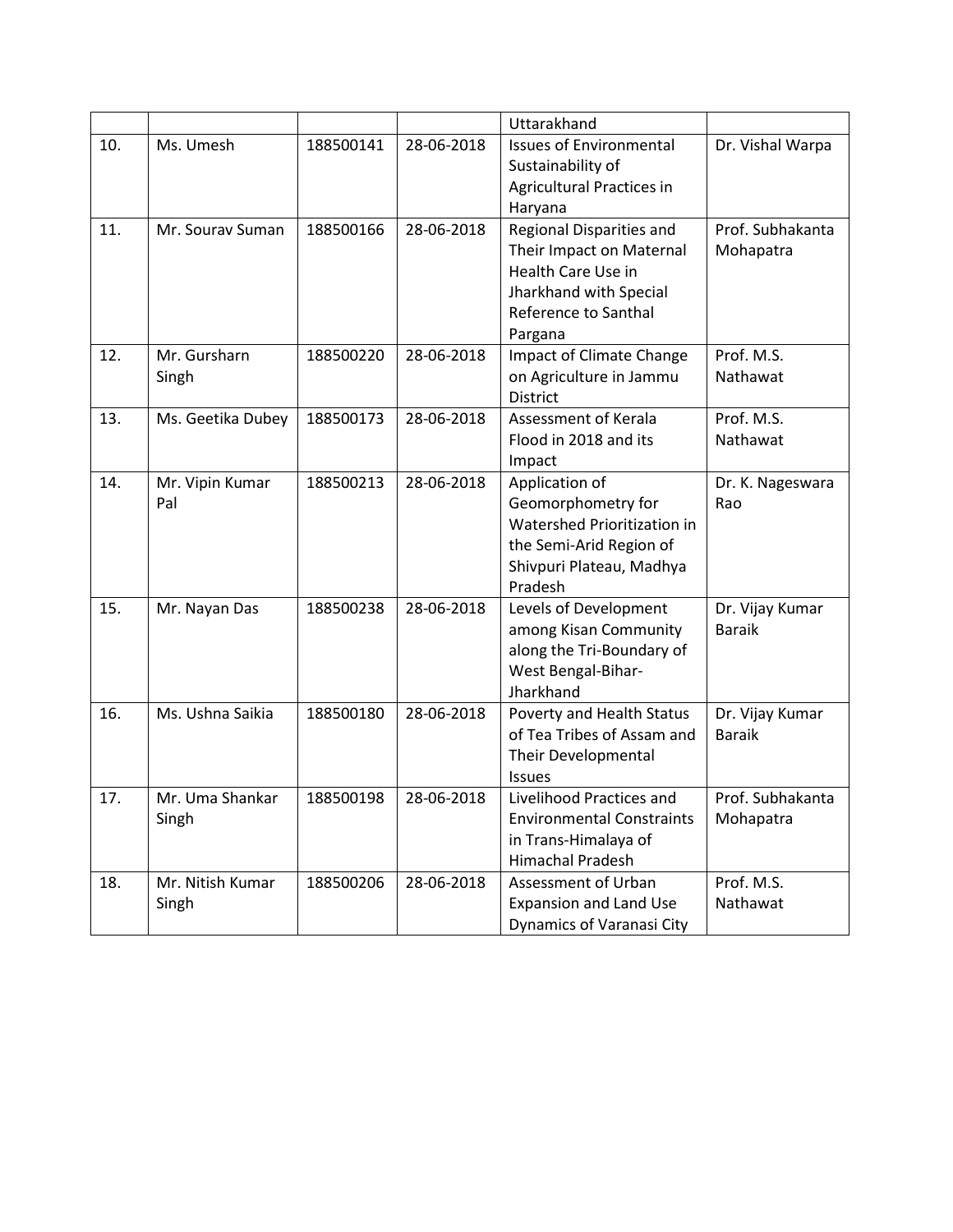| | | | | | |
|---|---|---|---|---|---|
| | | | | Uttarakhand | |
| 10. | Ms. Umesh | 188500141 | 28-06-2018 | Issues of Environmental Sustainability of Agricultural Practices in Haryana | Dr. Vishal Warpa |
| 11. | Mr. Sourav Suman | 188500166 | 28-06-2018 | Regional Disparities and Their Impact on Maternal Health Care Use in Jharkhand with Special Reference to Santhal Pargana | Prof. Subhakanta Mohapatra |
| 12. | Mr. Gursharn Singh | 188500220 | 28-06-2018 | Impact of Climate Change on Agriculture in Jammu District | Prof. M.S. Nathawat |
| 13. | Ms. Geetika Dubey | 188500173 | 28-06-2018 | Assessment of Kerala Flood in 2018 and its Impact | Prof. M.S. Nathawat |
| 14. | Mr. Vipin Kumar Pal | 188500213 | 28-06-2018 | Application of Geomorphometry for Watershed Prioritization in the Semi-Arid Region of Shivpuri Plateau, Madhya Pradesh | Dr. K. Nageswara Rao |
| 15. | Mr. Nayan Das | 188500238 | 28-06-2018 | Levels of Development among Kisan Community along the Tri-Boundary of West Bengal-Bihar-Jharkhand | Dr. Vijay Kumar Baraik |
| 16. | Ms. Ushna Saikia | 188500180 | 28-06-2018 | Poverty and Health Status of Tea Tribes of Assam and Their Developmental Issues | Dr. Vijay Kumar Baraik |
| 17. | Mr. Uma Shankar Singh | 188500198 | 28-06-2018 | Livelihood Practices and Environmental Constraints in Trans-Himalaya of Himachal Pradesh | Prof. Subhakanta Mohapatra |
| 18. | Mr. Nitish Kumar Singh | 188500206 | 28-06-2018 | Assessment of Urban Expansion and Land Use Dynamics of Varanasi City | Prof. M.S. Nathawat |